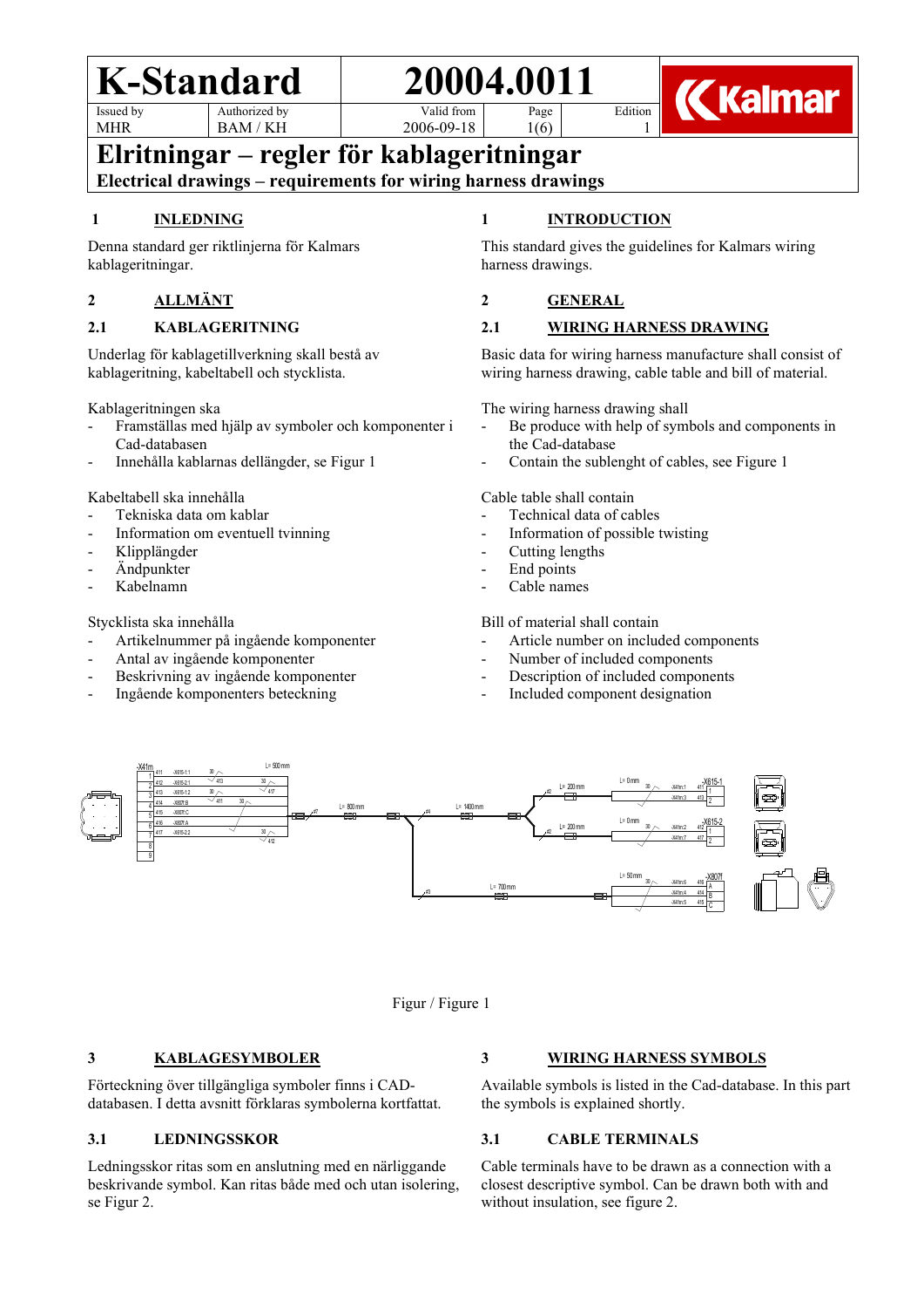# K-Standard 20004.0011

| Issued by | Authorized by | Valid from | Page | Edition |
|---|---|---|---|---|
| MHR | BAM / KH | 2006-09-18 | 1(6) | 1 |

Kalmar

# Elritningar – regler för kablageritningar

**Electrical drawings – requirements for wiring harness drawings**

## 1 INLEDNING

Denna standard ger riktlinjerna för Kalmars kablageritningar.

## 2 ALLMÄNT

### 2.1 KABLAGERITNING

Underlag för kablagetillverkning skall bestå av kablageritning, kabeltabell och stycklista.

Kablageritningen ska

- Framställas med hjälp av symboler och komponenter i Cad-databasen
- Innehålla kablarnas dellängder, se Figur 1

Kabeltabell ska innehålla

- Tekniska data om kablar
- Information om eventuell tvinning
- Klipplängder
- Ändpunkter
- Kabelnamn

Stycklista ska innehålla

- Artikelnummer på ingående komponenter
- Antal av ingående komponenter
- Beskrivning av ingående komponenter
- Ingående komponenters beteckning

## 1 INTRODUCTION

This standard gives the guidelines for Kalmars wiring harness drawings.

## 2 GENERAL

### 2.1 WIRING HARNESS DRAWING

Basic data for wiring harness manufacture shall consist of wiring harness drawing, cable table and bill of material.

The wiring harness drawing shall

- Be produce with help of symbols and components in the Cad-database
- Contain the sublenght of cables, see Figure 1

Cable table shall contain

- Technical data of cables
- Information of possible twisting
- Cutting lengths
- End points
- Cable names

Bill of material shall contain

- Article number on included components
- Number of included components
- Description of included components
- Included component designation

-X41m
L= 500mm
L= 800mm
L= 1400mm
L= 200mm
L= 0mm
L= 200mm
L= 0mm
-X615-1
-X615-2
L= 50mm
L= 700mm
-X807f

Figur / Figure 1

## 3 KABLAGESYMBOLER

Förteckning över tillgängliga symboler finns i CAD-databasen. I detta avsnitt förklaras symbolerna kortfattat.

### 3.1 LEDNINGSSKOR

Ledningsskor ritas som en anslutning med en närliggande beskrivande symbol. Kan ritas både med och utan isolering, se Figur 2.

## 3 WIRING HARNESS SYMBOLS

Available symbols is listed in the Cad-database. In this part the symbols is explained shortly.

### 3.1 CABLE TERMINALS

Cable terminals have to be drawn as a connection with a closest descriptive symbol. Can be drawn both with and without insulation, see figure 2.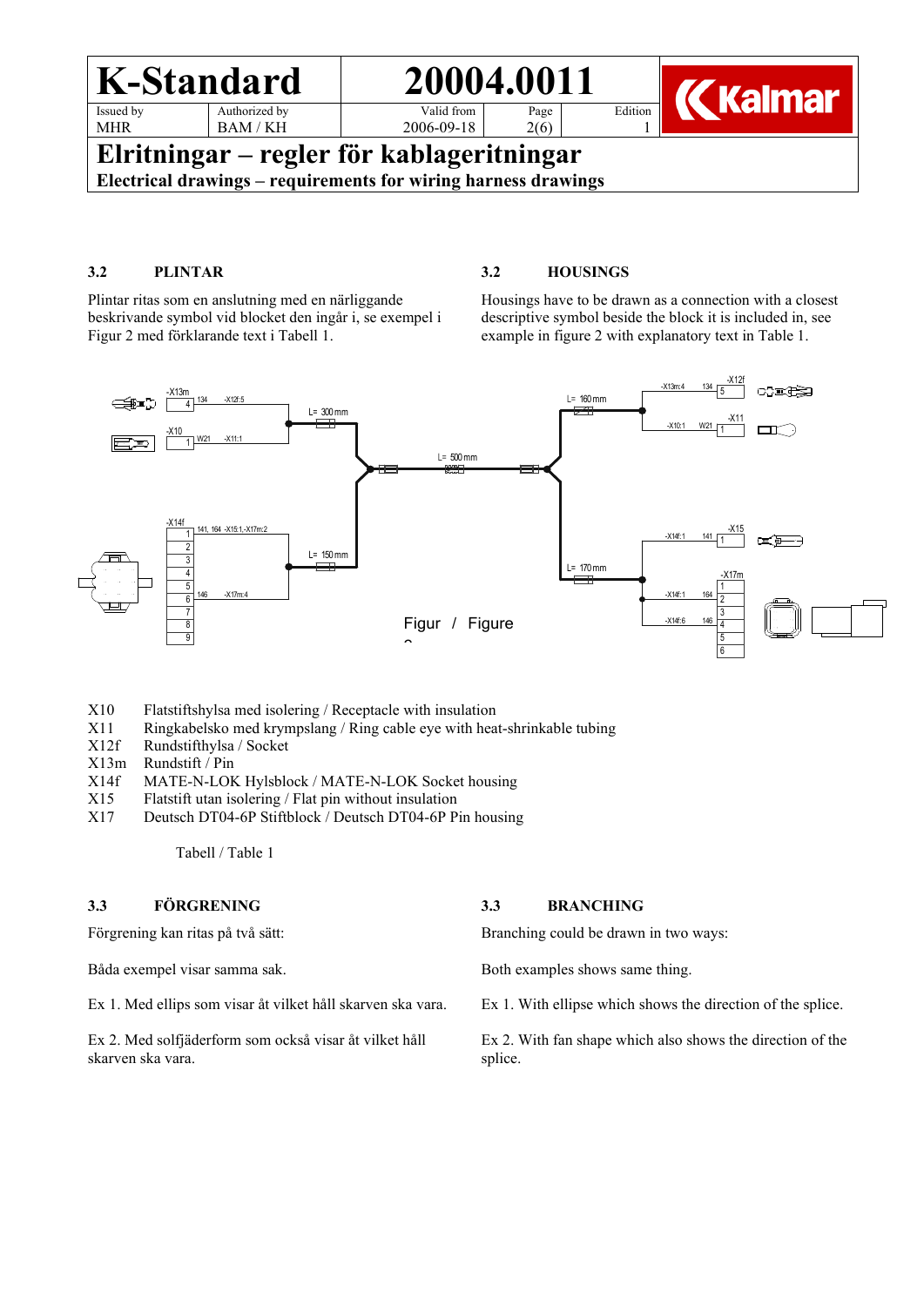### 3.2 PLINTAR

Plintar ritas som en anslutning med en närliggande beskrivande symbol vid blocket den ingår i, se exempel i Figur 2 med förklarande text i Tabell 1.

### 3.2 HOUSINGS

Housings have to be drawn as a connection with a closest descriptive symbol beside the block it is included in, see example in figure 2 with explanatory text in Table 1.

-X13m
4 134 -X12f:5
-X10
1 W21 -X11:1
L= 300 mm
L= 500 mm
L= 160 mm
-X13m:4 134 -X12f 5
-X10:1 W21 -X11 1
-X14f
141, 164 -X15:1,-X17m:2
1
2
3
4
5
6 146 -X17m:4
7
8
9
L= 150 mm
L= 170 mm
-X14f:1 141 -X15 1
-X17m
-X14f:1 164 1 2
3
-X14f:6 146 4
5
6

Figur / Figure 2

| | | |
|---|---|---|
| X10 | Flatstiftshylsa med isolering / Receptacle with insulation |
| X11 | Ringkabelsko med krympslang / Ring cable eye with heat-shrinkable tubing |
| X12f | Rundstifthylsa / Socket |
| X13m | Rundstift / Pin |
| X14f | MATE-N-LOK Hylsblock / MATE-N-LOK Socket housing |
| X15 | Flatstift utan isolering / Flat pin without insulation |
| X17 | Deutsch DT04-6P Stiftblock / Deutsch DT04-6P Pin housing |

Tabell / Table 1

### 3.3 FÖRGRENING

Förgrening kan ritas på två sätt:

Båda exempel visar samma sak.

Ex 1. Med ellips som visar åt vilket håll skarven ska vara.

Ex 2. Med solfjäderform som också visar åt vilket håll skarven ska vara.

### 3.3 BRANCHING

Branching could be drawn in two ways:

Both examples shows same thing.

Ex 1. With ellipse which shows the direction of the splice.

Ex 2. With fan shape which also shows the direction of the splice.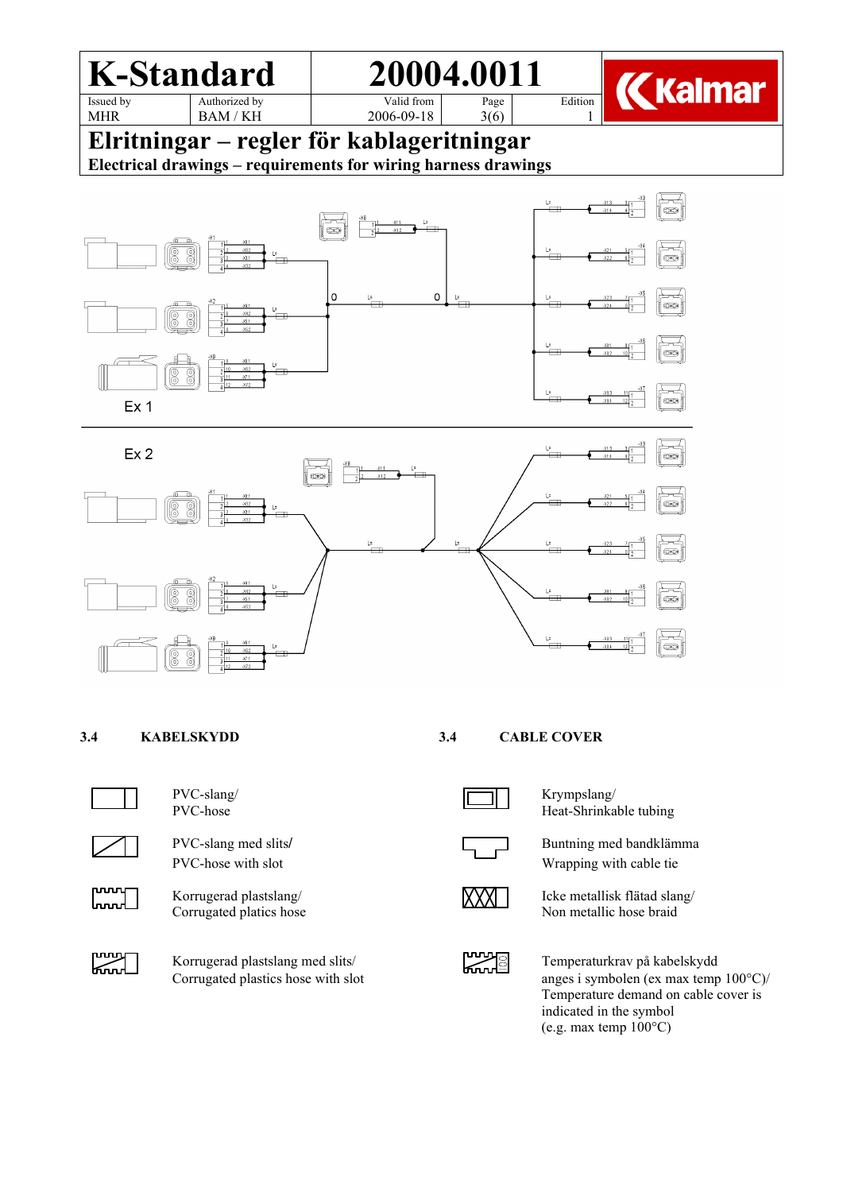# Elritningar – regler för kablageritningar

**Electrical drawings – requirements for wiring harness drawings**

Ex 1

Ex 2

### 3.4 KABELSKYDD

### 3.4 CABLE COVER

| | | | |
|---|---|---|---|
| | PVC-slang/<br>PVC-hose | | Krympslang/<br>Heat-Shrinkable tubing |
| | PVC-slang med slits/<br>PVC-hose with slot | | Buntning med bandklämma<br>Wrapping with cable tie |
| | Korrugerad plastslang/<br>Corrugated platics hose | | Icke metallisk flätad slang/<br>Non metallic hose braid |
| | Korrugerad plastslang med slits/<br>Corrugated plastics hose with slot | | Temperaturkrav på kabelskydd anges i symbolen (ex max temp 100°C)/<br>Temperature demand on cable cover is indicated in the symbol<br>(e.g. max temp 100°C) |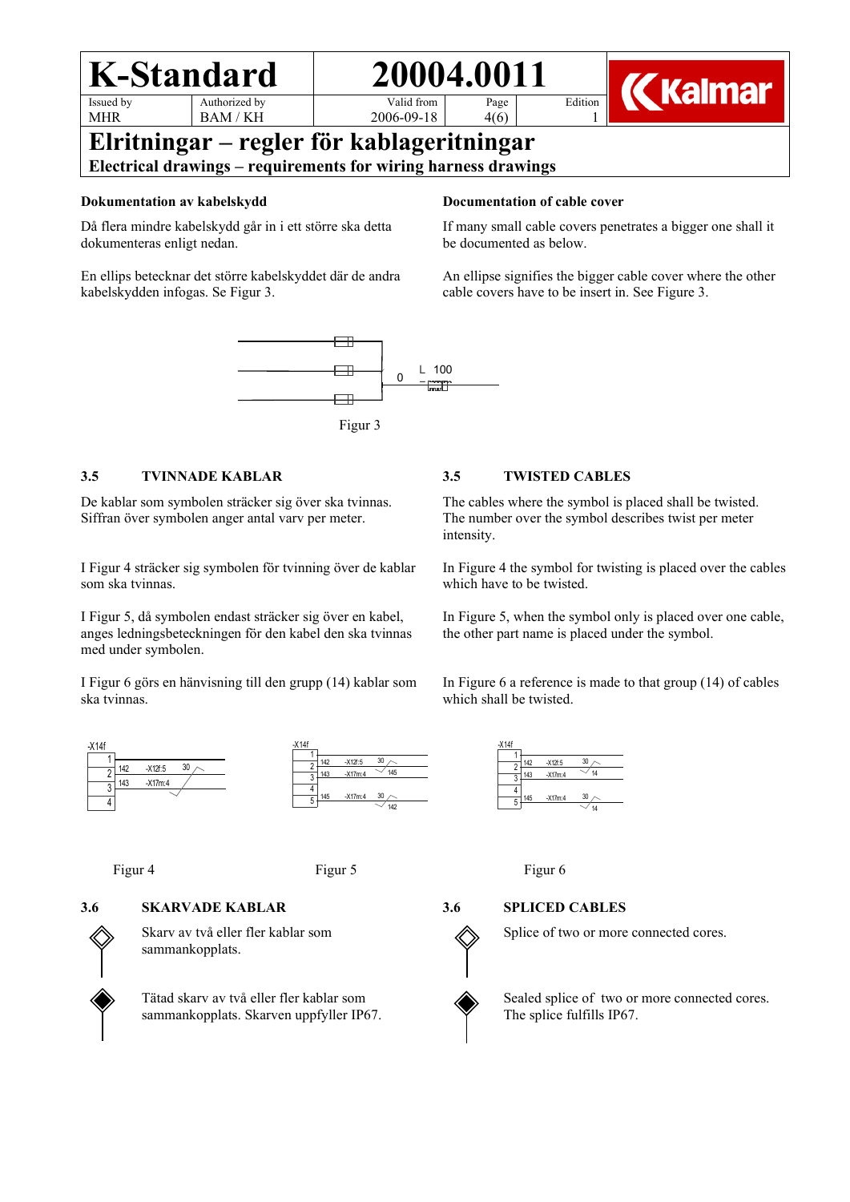# K-Standard 20004.0011

| Issued by | Authorized by | Valid from | Page | Edition |
|---|---|---|---|---|
| MHR | BAM / KH | 2006-09-18 | 4(6) | 1 |

# Elritningar – regler för kablageritningar

**Electrical drawings – requirements for wiring harness drawings**

**Dokumentation av kabelskydd**

Då flera mindre kabelskydd går in i ett större ska detta dokumenteras enligt nedan.

En ellips betecknar det större kabelskyddet där de andra kabelskydden infogas. Se Figur 3.

**Documentation of cable cover**

If many small cable covers penetrates a bigger one shall it be documented as below.

An ellipse signifies the bigger cable cover where the other cable covers have to be insert in. See Figure 3.

0
L 100

Figur 3

### 3.5 TVINNADE KABLAR

De kablar som symbolen sträcker sig över ska tvinnas. Siffran över symbolen anger antal varv per meter.

I Figur 4 sträcker sig symbolen för tvinning över de kablar som ska tvinnas.

I Figur 5, då symbolen endast sträcker sig över en kabel, anges ledningsbeteckningen för den kabel den ska tvinnas med under symbolen.

I Figur 6 görs en hänvisning till den grupp (14) kablar som ska tvinnas.

### 3.5 TWISTED CABLES

The cables where the symbol is placed shall be twisted. The number over the symbol describes twist per meter intensity.

In Figure 4 the symbol for twisting is placed over the cables which have to be twisted.

In Figure 5, when the symbol only is placed over one cable, the other part name is placed under the symbol.

In Figure 6 a reference is made to that group (14) of cables which shall be twisted.

-X14f
1
2 142 -X12f:5 30
3 143 -X17m:4
4

Figur 4

-X14f
1
2 142 -X12f:5 30
3 143 -X17m:4 145
4
5 145 -X17m:4 30
142

Figur 5

-X14f
1
2 142 -X12f:5 30
3 143 -X17m:4 14
4
5 145 -X17m:4 30
14

Figur 6

### 3.6 SKARVADE KABLAR

Skarv av två eller fler kablar som sammankopplats.

Tätad skarv av två eller fler kablar som sammankopplats. Skarven uppfyller IP67.

### 3.6 SPLICED CABLES

Splice of two or more connected cores.

Sealed splice of two or more connected cores. The splice fulfills IP67.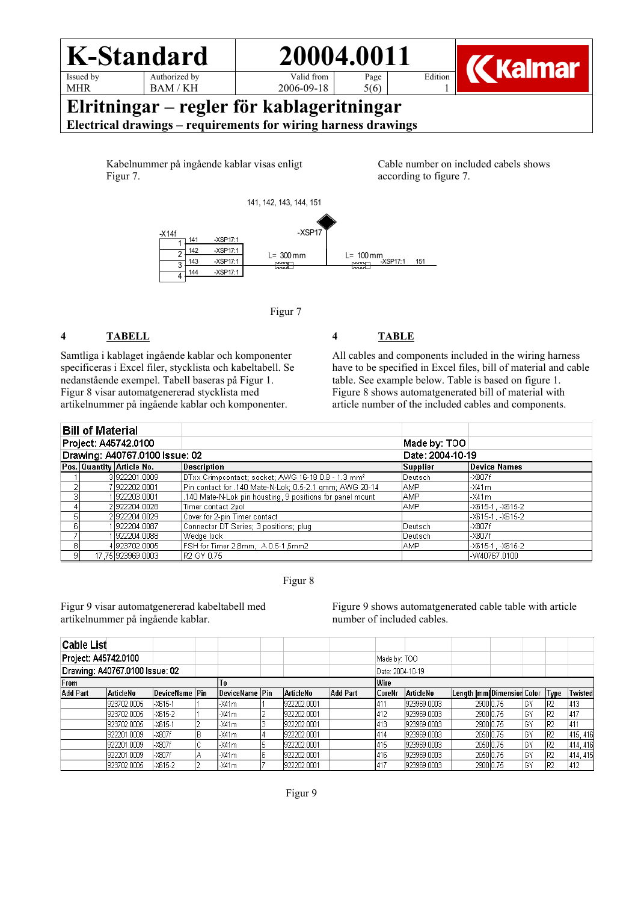Kabelnummer på ingående kablar visas enligt Figur 7.

Cable number on included cabels shows according to figure 7.

141, 142, 143, 144, 151

-X14f

-XSP17

1 141 -XSP17:1

2 142 -XSP17:1

3 143 -XSP17:1

4 144 -XSP17:1

L= 300 mm

L= 100 mm

-XSP17:1 151

Figur 7

## 4 TABELL

Samtliga i kablaget ingående kablar och komponenter specificeras i Excel filer, stycklista och kabeltabell. Se nedanstående exempel. Tabell baseras på Figur 1. Figur 8 visar automatgenererad stycklista med artikelnummer på ingående kablar och komponenter.

## 4 TABLE

All cables and components included in the wiring harness have to be specified in Excel files, bill of material and cable table. See example below. Table is based on figure 1. Figure 8 shows automatgenerated bill of material with article number of the included cables and components.

| Bill of Material | | | | | |
|---|---|---|---|---|---|
| Project: A45742.0100 | | | | Made by: TOO | |
| Drawing: A40767.0100 Issue: 02 | | | | Date: 2004-10-19 | |
| Pos. | Quantity | Article No. | Description | Supplier | Device Names |
| 1 | 3 | 922201.0009 | DTxx Crimpcontact; socket; AWG 16-18 0.8 - 1.3 mm² | Deutsch | -X807f |
| 2 | 7 | 922202.0001 | Pin contact for .140 Mate-N-Lok; 0.5-2.1 qmm; AWG 20-14 | AMP | -X41m |
| 3 | 1 | 922203.0001 | .140 Mate-N-Lok pin housting, 9 positions for panel mount | AMP | -X41m |
| 4 | 2 | 922204.0028 | Timer contact 2pol | AMP | -X615-1 , -X615-2 |
| 5 | 2 | 922204.0029 | Cover for 2-pin Timer contact | | -X615-1 , -X615-2 |
| 6 | 1 | 922204.0087 | Connector DT Series; 3 positions; plug | Deutsch | -X807f |
| 7 | 1 | 922204.0088 | Wedge lock | Deutsch | -X807f |
| 8 | 4 | 923702.0005 | FSH for Timer 2,8mm, A 0.5-1,5mm2 | AMP | -X615-1 , -X615-2 |
| 9 | 17,75 | 923969.0003 | R2 GY 0.75 | | -W40767.0100 |

Figur 8

Figur 9 visar automatgenererad kabeltabell med artikelnummer på ingående kablar.

Figure 9 shows automatgenerated cable table with article number of included cables.

| Cable List | | | | | | | | | | | | | | |
|---|---|---|---|---|---|---|---|---|---|---|---|---|---|---|
| Project: A45742.0100 | | | | | | | | Made by: TOO | | | | | | |
| Drawing: A40767.0100 Issue: 02 | | | | | | | | Date: 2004-10-19 | | | | | | |
| From | | | | To | | | | Wire | | | | | | |
| Add Part | ArticleNo | DeviceName | Pin | DeviceName | Pin | ArticleNo | Add Part | CoreNr | ArticleNo | Length [mm] | Dimension | Color | Type | Twisted |
| | 923702.0005 | -X615-1 | 1 | -X41m | 1 | 922202.0001 | | 411 | 923969.0003 | 2900 | 0.75 | GY | R2 | 413 |
| | 923702.0005 | -X615-2 | 1 | -X41m | 2 | 922202.0001 | | 412 | 923969.0003 | 2900 | 0.75 | GY | R2 | 417 |
| | 923702.0005 | -X615-1 | 2 | -X41m | 3 | 922202.0001 | | 413 | 923969.0003 | 2900 | 0.75 | GY | R2 | 411 |
| | 922201.0009 | -X807f | B | -X41m | 4 | 922202.0001 | | 414 | 923969.0003 | 2050 | 0.75 | GY | R2 | 415, 416 |
| | 922201.0009 | -X807f | C | -X41m | 5 | 922202.0001 | | 415 | 923969.0003 | 2050 | 0.75 | GY | R2 | 414, 416 |
| | 922201.0009 | -X807f | A | -X41m | 6 | 922202.0001 | | 416 | 923969.0003 | 2050 | 0.75 | GY | R2 | 414, 415 |
| | 923702.0005 | -X615-2 | 2 | -X41m | 7 | 922202.0001 | | 417 | 923969.0003 | 2900 | 0.75 | GY | R2 | 412 |

Figur 9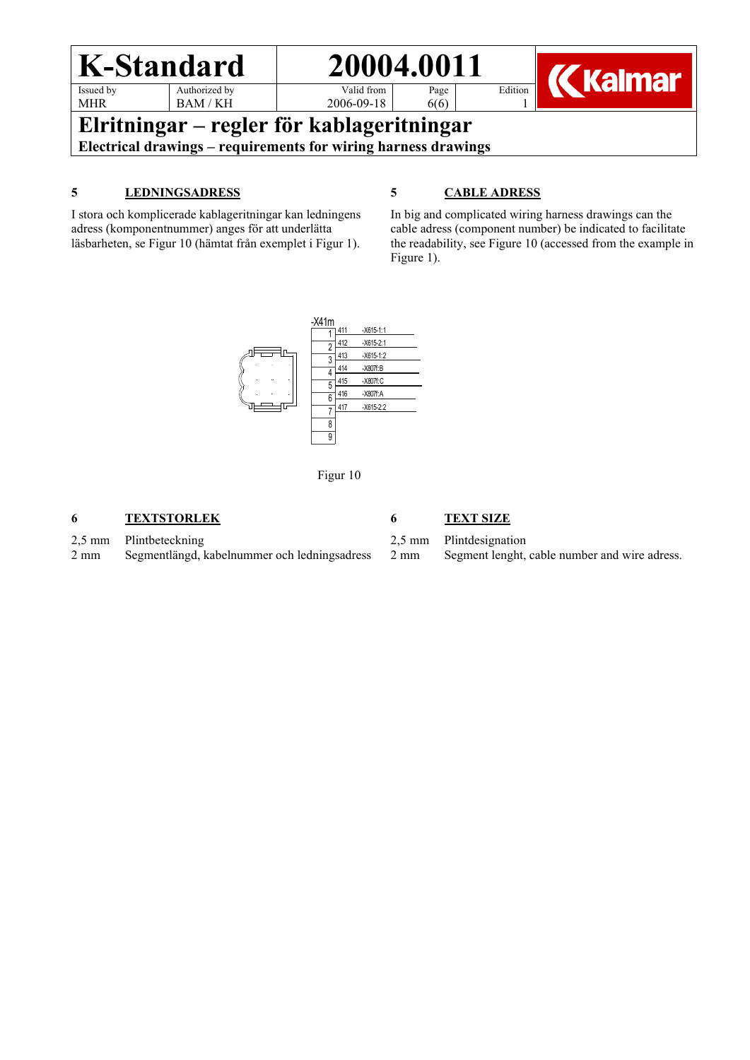# K-Standard 20004.0011

| Issued by | Authorized by | Valid from | Page | Edition |
|---|---|---|---|---|
| MHR | BAM / KH | 2006-09-18 | 6(6) | 1 |

## Elritningar – regler för kablageritningar

**Electrical drawings – requirements for wiring harness drawings**

### 5 LEDNINGSADRESS

I stora och komplicerade kablageritningar kan ledningens adress (komponentnummer) anges för att underlätta läsbarheten, se Figur 10 (hämtat från exemplet i Figur 1).

### 5 CABLE ADRESS

In big and complicated wiring harness drawings can the cable adress (component number) be indicated to facilitate the readability, see Figure 10 (accessed from the example in Figure 1).

-X41m
1 411 -X615-1:1
2 412 -X615-2:1
3 413 -X615-1:2
4 414 -X807f:B
5 415 -X807f:C
6 416 -X807f:A
7 417 -X615-2:2
8
9

Figur 10

### 6 TEXTSTORLEK

| | |
|---|---|
| 2,5 mm | Plintbeteckning |
| 2 mm | Segmentlängd, kabelnummer och ledningsadress |

### 6 TEXT SIZE

| | |
|---|---|
| 2,5 mm | Plintdesignation |
| 2 mm | Segment lenght, cable number and wire adress. |